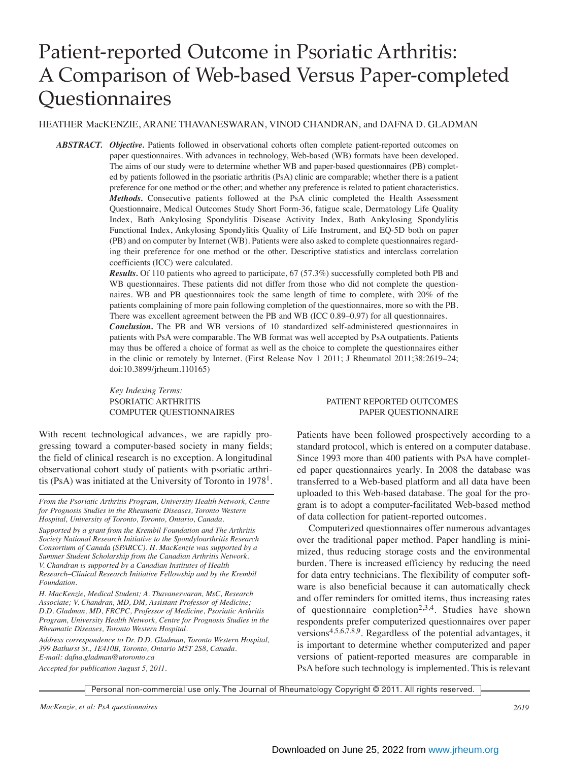# Patient-reported Outcome in Psoriatic Arthritis: A Comparison of Web-based Versus Paper-completed Questionnaires

HEATHER MacKENZIE, ARANE THAVANESWARAN, VINOD CHANDRAN, and DAFNA D. GLADMAN

***ABSTRACT.*** ***Objective.*** Patients followed in observational cohorts often complete patient-reported outcomes on paper questionnaires. With advances in technology, Web-based (WB) formats have been developed. The aims of our study were to determine whether WB and paper-based questionnaires (PB) completed by patients followed in the psoriatic arthritis (PsA) clinic are comparable; whether there is a patient preference for one method or the other; and whether any preference is related to patient characteristics.

***Methods.*** Consecutive patients followed at the PsA clinic completed the Health Assessment Questionnaire, Medical Outcomes Study Short Form-36, fatigue scale, Dermatology Life Quality Index, Bath Ankylosing Spondylitis Disease Activity Index, Bath Ankylosing Spondylitis Functional Index, Ankylosing Spondylitis Quality of Life Instrument, and EQ-5D both on paper (PB) and on computer by Internet (WB). Patients were also asked to complete questionnaires regarding their preference for one method or the other. Descriptive statistics and interclass correlation coefficients (ICC) were calculated.

***Results.*** Of 110 patients who agreed to participate, 67 (57.3%) successfully completed both PB and WB questionnaires. These patients did not differ from those who did not complete the questionnaires. WB and PB questionnaires took the same length of time to complete, with 20% of the patients complaining of more pain following completion of the questionnaires, more so with the PB. There was excellent agreement between the PB and WB (ICC 0.89–0.97) for all questionnaires.

***Conclusion.*** The PB and WB versions of 10 standardized self-administered questionnaires in patients with PsA were comparable. The WB format was well accepted by PsA outpatients. Patients may thus be offered a choice of format as well as the choice to complete the questionnaires either in the clinic or remotely by Internet. (First Release Nov 1 2011; J Rheumatol 2011;38:2619–24; doi:10.3899/jrheum.110165)

*Key Indexing Terms:*
PSORIATIC ARTHRITIS
COMPUTER QUESTIONNAIRES
PATIENT REPORTED OUTCOMES
PAPER QUESTIONNAIRE

*From the Psoriatic Arthritis Program, University Health Network, Centre for Prognosis Studies in the Rheumatic Diseases, Toronto Western Hospital, University of Toronto, Toronto, Ontario, Canada.*

*Supported by a grant from the Krembil Foundation and The Arthritis Society National Research Initiative to the Spondyloarthritis Research Consortium of Canada (SPARCC). H. MacKenzie was supported by a Summer Student Scholarship from the Canadian Arthritis Network. V. Chandran is supported by a Canadian Institutes of Health Research–Clinical Research Initiative Fellowship and by the Krembil Foundation.*

*H. MacKenzie, Medical Student; A. Thavaneswaran, MsC, Research Associate; V. Chandran, MD, DM, Assistant Professor of Medicine; D.D. Gladman, MD, FRCPC, Professor of Medicine, Psoriatic Arthritis Program, University Health Network, Centre for Prognosis Studies in the Rheumatic Diseases, Toronto Western Hospital.*

*Address correspondence to Dr. D.D. Gladman, Toronto Western Hospital, 399 Bathurst St., 1E410B, Toronto, Ontario M5T 2S8, Canada. E-mail: dafna.gladman@utoronto.ca*

*Accepted for publication August 5, 2011.*

With recent technological advances, we are rapidly progressing toward a computer-based society in many fields; the field of clinical research is no exception. A longitudinal observational cohort study of patients with psoriatic arthritis (PsA) was initiated at the University of Toronto in 1978[1]. Patients have been followed prospectively according to a standard protocol, which is entered on a computer database. Since 1993 more than 400 patients with PsA have completed paper questionnaires yearly. In 2008 the database was transferred to a Web-based platform and all data have been uploaded to this Web-based database. The goal for the program is to adopt a computer-facilitated Web-based method of data collection for patient-reported outcomes.

Computerized questionnaires offer numerous advantages over the traditional paper method. Paper handling is minimized, thus reducing storage costs and the environmental burden. There is increased efficiency by reducing the need for data entry technicians. The flexibility of computer software is also beneficial because it can automatically check and offer reminders for omitted items, thus increasing rates of questionnaire completion[2,3,4]. Studies have shown respondents prefer computerized questionnaires over paper versions[4,5,6,7,8,9]. Regardless of the potential advantages, it is important to determine whether computerized and paper versions of patient-reported measures are comparable in PsA before such technology is implemented. This is relevant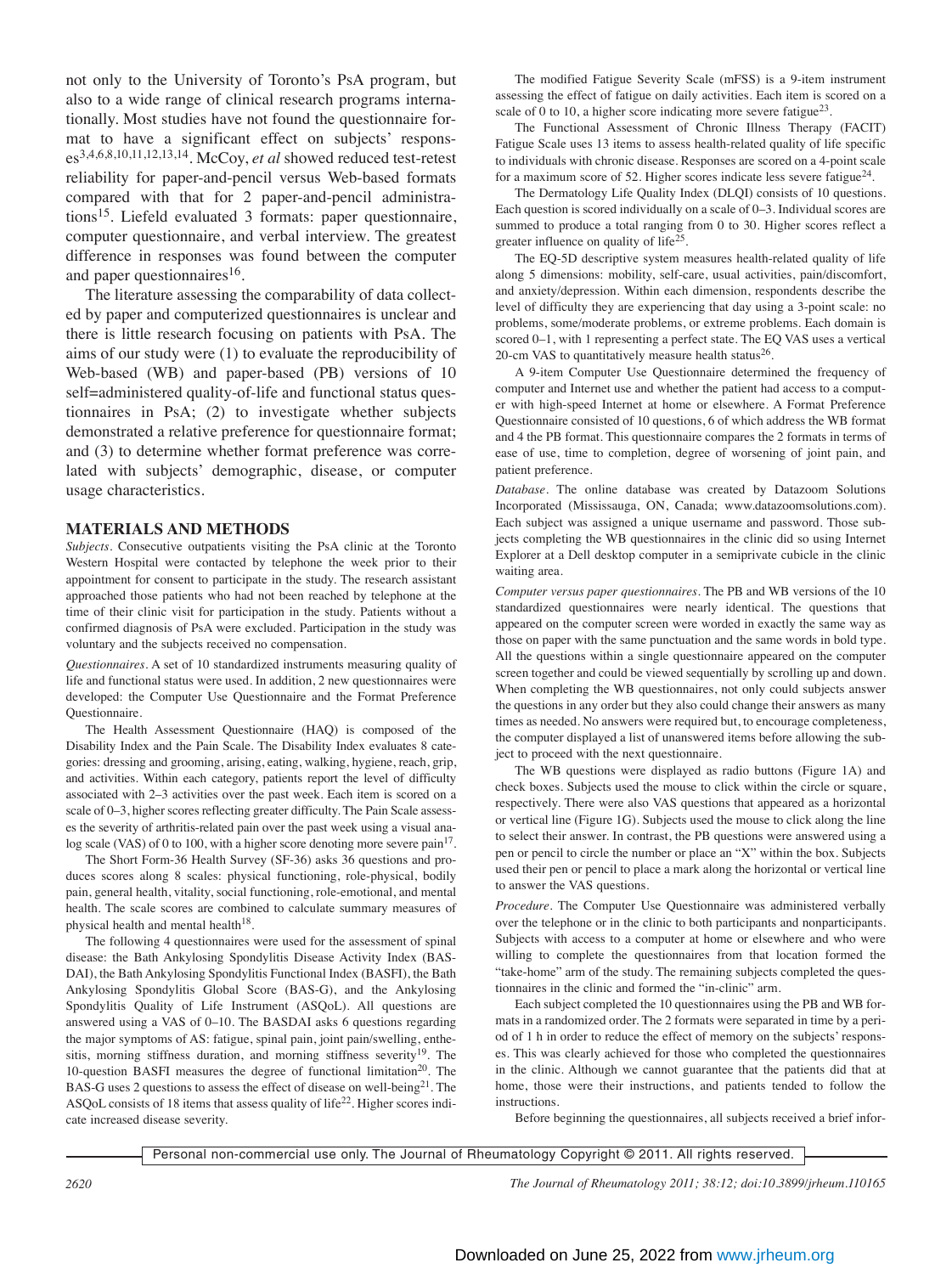not only to the University of Toronto's PsA program, but also to a wide range of clinical research programs internationally. Most studies have not found the questionnaire format to have a significant effect on subjects' responses[3,4,6,8,10,11,12,13,14]. McCoy, *et al* showed reduced test-retest reliability for paper-and-pencil versus Web-based formats compared with that for 2 paper-and-pencil administrations[15]. Liefeld evaluated 3 formats: paper questionnaire, computer questionnaire, and verbal interview. The greatest difference in responses was found between the computer and paper questionnaires[16].

The literature assessing the comparability of data collected by paper and computerized questionnaires is unclear and there is little research focusing on patients with PsA. The aims of our study were (1) to evaluate the reproducibility of Web-based (WB) and paper-based (PB) versions of 10 self=administered quality-of-life and functional status questionnaires in PsA; (2) to investigate whether subjects demonstrated a relative preference for questionnaire format; and (3) to determine whether format preference was correlated with subjects' demographic, disease, or computer usage characteristics.

## MATERIALS AND METHODS

*Subjects.* Consecutive outpatients visiting the PsA clinic at the Toronto Western Hospital were contacted by telephone the week prior to their appointment for consent to participate in the study. The research assistant approached those patients who had not been reached by telephone at the time of their clinic visit for participation in the study. Patients without a confirmed diagnosis of PsA were excluded. Participation in the study was voluntary and the subjects received no compensation.

*Questionnaires.* A set of 10 standardized instruments measuring quality of life and functional status were used. In addition, 2 new questionnaires were developed: the Computer Use Questionnaire and the Format Preference Questionnaire.

The Health Assessment Questionnaire (HAQ) is composed of the Disability Index and the Pain Scale. The Disability Index evaluates 8 categories: dressing and grooming, arising, eating, walking, hygiene, reach, grip, and activities. Within each category, patients report the level of difficulty associated with 2–3 activities over the past week. Each item is scored on a scale of 0–3, higher scores reflecting greater difficulty. The Pain Scale assesses the severity of arthritis-related pain over the past week using a visual analog scale (VAS) of 0 to 100, with a higher score denoting more severe pain[17].

The Short Form-36 Health Survey (SF-36) asks 36 questions and produces scores along 8 scales: physical functioning, role-physical, bodily pain, general health, vitality, social functioning, role-emotional, and mental health. The scale scores are combined to calculate summary measures of physical health and mental health[18].

The following 4 questionnaires were used for the assessment of spinal disease: the Bath Ankylosing Spondylitis Disease Activity Index (BASDAI), the Bath Ankylosing Spondylitis Functional Index (BASFI), the Bath Ankylosing Spondylitis Global Score (BAS-G), and the Ankylosing Spondylitis Quality of Life Instrument (ASQoL). All questions are answered using a VAS of 0–10. The BASDAI asks 6 questions regarding the major symptoms of AS: fatigue, spinal pain, joint pain/swelling, enthesitis, morning stiffness duration, and morning stiffness severity[19]. The 10-question BASFI measures the degree of functional limitation[20]. The BAS-G uses 2 questions to assess the effect of disease on well-being[21]. The ASQoL consists of 18 items that assess quality of life[22]. Higher scores indicate increased disease severity.

The modified Fatigue Severity Scale (mFSS) is a 9-item instrument assessing the effect of fatigue on daily activities. Each item is scored on a scale of 0 to 10, a higher score indicating more severe fatigue[23].

The Functional Assessment of Chronic Illness Therapy (FACIT) Fatigue Scale uses 13 items to assess health-related quality of life specific to individuals with chronic disease. Responses are scored on a 4-point scale for a maximum score of 52. Higher scores indicate less severe fatigue[24].

The Dermatology Life Quality Index (DLQI) consists of 10 questions. Each question is scored individually on a scale of 0–3. Individual scores are summed to produce a total ranging from 0 to 30. Higher scores reflect a greater influence on quality of life[25].

The EQ-5D descriptive system measures health-related quality of life along 5 dimensions: mobility, self-care, usual activities, pain/discomfort, and anxiety/depression. Within each dimension, respondents describe the level of difficulty they are experiencing that day using a 3-point scale: no problems, some/moderate problems, or extreme problems. Each domain is scored 0–1, with 1 representing a perfect state. The EQ VAS uses a vertical 20-cm VAS to quantitatively measure health status[26].

A 9-item Computer Use Questionnaire determined the frequency of computer and Internet use and whether the patient had access to a computer with high-speed Internet at home or elsewhere. A Format Preference Questionnaire consisted of 10 questions, 6 of which address the WB format and 4 the PB format. This questionnaire compares the 2 formats in terms of ease of use, time to completion, degree of worsening of joint pain, and patient preference.

*Database.* The online database was created by Datazoom Solutions Incorporated (Mississauga, ON, Canada; www.datazoomsolutions.com). Each subject was assigned a unique username and password. Those subjects completing the WB questionnaires in the clinic did so using Internet Explorer at a Dell desktop computer in a semiprivate cubicle in the clinic waiting area.

*Computer versus paper questionnaires.* The PB and WB versions of the 10 standardized questionnaires were nearly identical. The questions that appeared on the computer screen were worded in exactly the same way as those on paper with the same punctuation and the same words in bold type. All the questions within a single questionnaire appeared on the computer screen together and could be viewed sequentially by scrolling up and down. When completing the WB questionnaires, not only could subjects answer the questions in any order but they also could change their answers as many times as needed. No answers were required but, to encourage completeness, the computer displayed a list of unanswered items before allowing the subject to proceed with the next questionnaire.

The WB questions were displayed as radio buttons (Figure 1A) and check boxes. Subjects used the mouse to click within the circle or square, respectively. There were also VAS questions that appeared as a horizontal or vertical line (Figure 1G). Subjects used the mouse to click along the line to select their answer. In contrast, the PB questions were answered using a pen or pencil to circle the number or place an "X" within the box. Subjects used their pen or pencil to place a mark along the horizontal or vertical line to answer the VAS questions.

*Procedure.* The Computer Use Questionnaire was administered verbally over the telephone or in the clinic to both participants and nonparticipants. Subjects with access to a computer at home or elsewhere and who were willing to complete the questionnaires from that location formed the "take-home" arm of the study. The remaining subjects completed the questionnaires in the clinic and formed the "in-clinic" arm.

Each subject completed the 10 questionnaires using the PB and WB formats in a randomized order. The 2 formats were separated in time by a period of 1 h in order to reduce the effect of memory on the subjects' responses. This was clearly achieved for those who completed the questionnaires in the clinic. Although we cannot guarantee that the patients did that at home, those were their instructions, and patients tended to follow the instructions.

Before beginning the questionnaires, all subjects received a brief infor-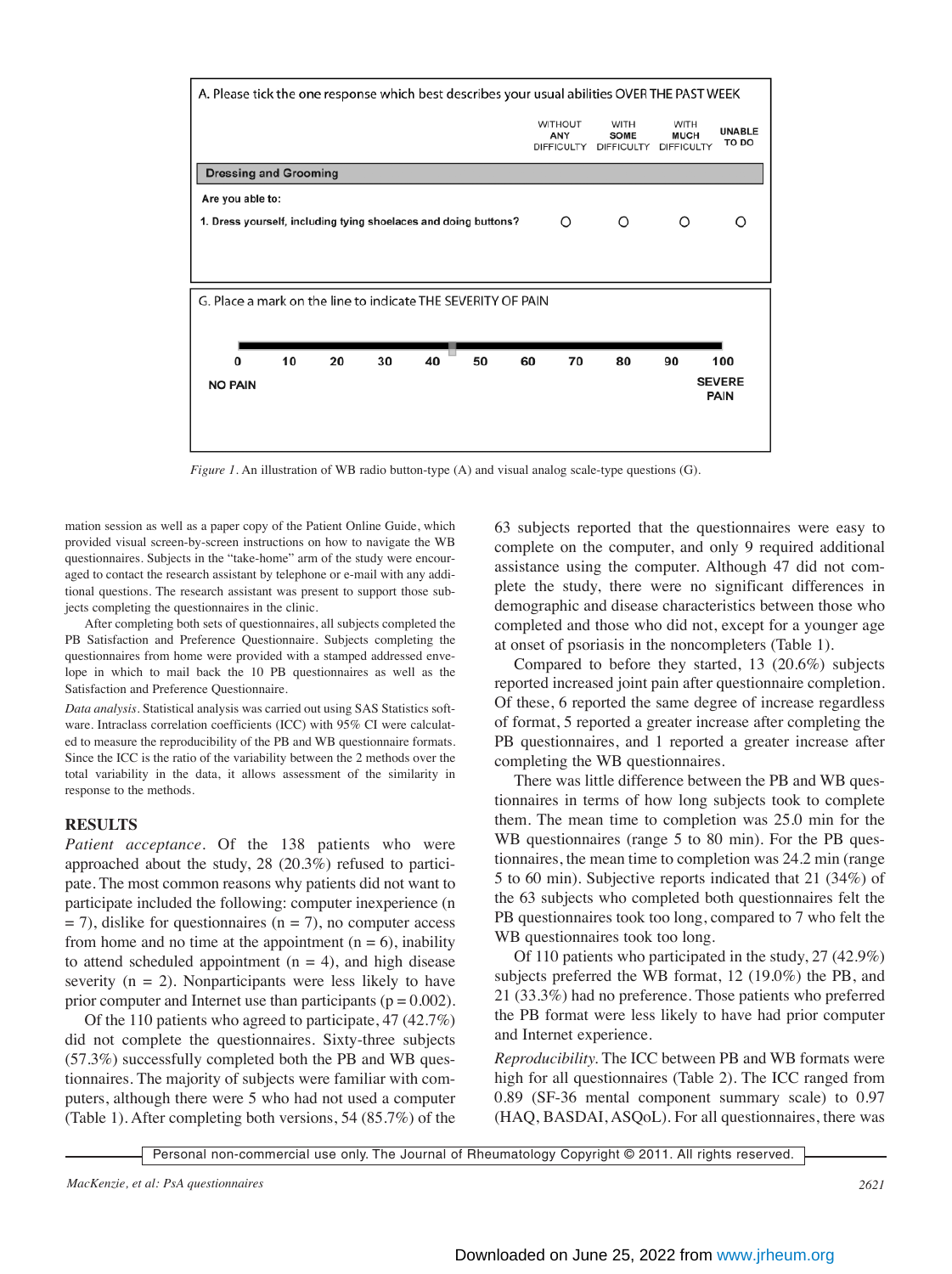A. Please tick the one response which best describes your usual abilities OVER THE PAST WEEK

| | WITHOUT ANY DIFFICULTY | WITH SOME DIFFICULTY | WITH MUCH DIFFICULTY | UNABLE TO DO |
|---|---|---|---|---|
| **Dressing and Grooming** | | | | |
| **Are you able to:** | | | | |
| **1. Dress yourself, including tying shoelaces and doing buttons?** | O | O | O | O |

G. Place a mark on the line to indicate THE SEVERITY OF PAIN

**0 10 20 30 40 50 60 70 80 90 100**

**NO PAIN** **SEVERE PAIN**

*Figure 1.* An illustration of WB radio button-type (A) and visual analog scale-type questions (G).

mation session as well as a paper copy of the Patient Online Guide, which provided visual screen-by-screen instructions on how to navigate the WB questionnaires. Subjects in the "take-home" arm of the study were encouraged to contact the research assistant by telephone or e-mail with any additional questions. The research assistant was present to support those subjects completing the questionnaires in the clinic.

After completing both sets of questionnaires, all subjects completed the PB Satisfaction and Preference Questionnaire. Subjects completing the questionnaires from home were provided with a stamped addressed envelope in which to mail back the 10 PB questionnaires as well as the Satisfaction and Preference Questionnaire.

*Data analysis.* Statistical analysis was carried out using SAS Statistics software. Intraclass correlation coefficients (ICC) with 95% CI were calculated to measure the reproducibility of the PB and WB questionnaire formats. Since the ICC is the ratio of the variability between the 2 methods over the total variability in the data, it allows assessment of the similarity in response to the methods.

## RESULTS

*Patient acceptance.* Of the 138 patients who were approached about the study, 28 (20.3%) refused to participate. The most common reasons why patients did not want to participate included the following: computer inexperience ($n = 7$), dislike for questionnaires ($n = 7$), no computer access from home and no time at the appointment ($n = 6$), inability to attend scheduled appointment ($n = 4$), and high disease severity ($n = 2$). Nonparticipants were less likely to have prior computer and Internet use than participants ($p = 0.002$).

Of the 110 patients who agreed to participate, 47 (42.7%) did not complete the questionnaires. Sixty-three subjects (57.3%) successfully completed both the PB and WB questionnaires. The majority of subjects were familiar with computers, although there were 5 who had not used a computer (Table 1). After completing both versions, 54 (85.7%) of the 63 subjects reported that the questionnaires were easy to complete on the computer, and only 9 required additional assistance using the computer. Although 47 did not complete the study, there were no significant differences in demographic and disease characteristics between those who completed and those who did not, except for a younger age at onset of psoriasis in the noncompleters (Table 1).

Compared to before they started, 13 (20.6%) subjects reported increased joint pain after questionnaire completion. Of these, 6 reported the same degree of increase regardless of format, 5 reported a greater increase after completing the PB questionnaires, and 1 reported a greater increase after completing the WB questionnaires.

There was little difference between the PB and WB questionnaires in terms of how long subjects took to complete them. The mean time to completion was 25.0 min for the WB questionnaires (range 5 to 80 min). For the PB questionnaires, the mean time to completion was 24.2 min (range 5 to 60 min). Subjective reports indicated that 21 (34%) of the 63 subjects who completed both questionnaires felt the PB questionnaires took too long, compared to 7 who felt the WB questionnaires took too long.

Of 110 patients who participated in the study, 27 (42.9%) subjects preferred the WB format, 12 (19.0%) the PB, and 21 (33.3%) had no preference. Those patients who preferred the PB format were less likely to have had prior computer and Internet experience.

*Reproducibility.* The ICC between PB and WB formats were high for all questionnaires (Table 2). The ICC ranged from 0.89 (SF-36 mental component summary scale) to 0.97 (HAQ, BASDAI, ASQoL). For all questionnaires, there was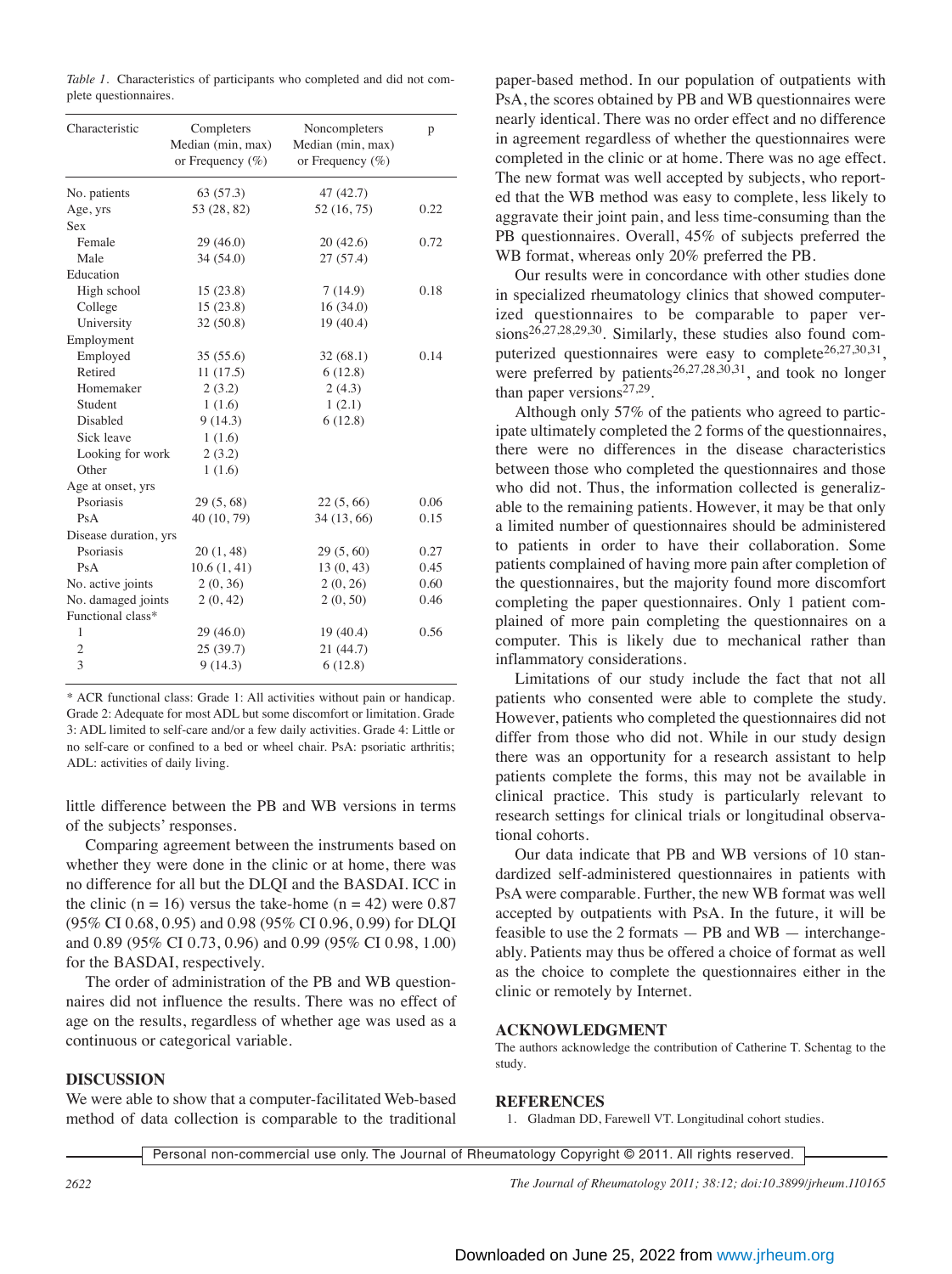*Table 1.* Characteristics of participants who completed and did not complete questionnaires.

| Characteristic | Completers Median (min, max) or Frequency (%) | Noncompleters Median (min, max) or Frequency (%) | p |
|---|---|---|---|
| No. patients | 63 (57.3) | 47 (42.7) | |
| Age, yrs | 53 (28, 82) | 52 (16, 75) | 0.22 |
| Sex | | | |
| Female | 29 (46.0) | 20 (42.6) | 0.72 |
| Male | 34 (54.0) | 27 (57.4) | |
| Education | | | |
| High school | 15 (23.8) | 7 (14.9) | 0.18 |
| College | 15 (23.8) | 16 (34.0) | |
| University | 32 (50.8) | 19 (40.4) | |
| Employment | | | |
| Employed | 35 (55.6) | 32 (68.1) | 0.14 |
| Retired | 11 (17.5) | 6 (12.8) | |
| Homemaker | 2 (3.2) | 2 (4.3) | |
| Student | 1 (1.6) | 1 (2.1) | |
| Disabled | 9 (14.3) | 6 (12.8) | |
| Sick leave | 1 (1.6) | | |
| Looking for work | 2 (3.2) | | |
| Other | 1 (1.6) | | |
| Age at onset, yrs | | | |
| Psoriasis | 29 (5, 68) | 22 (5, 66) | 0.06 |
| PsA | 40 (10, 79) | 34 (13, 66) | 0.15 |
| Disease duration, yrs | | | |
| Psoriasis | 20 (1, 48) | 29 (5, 60) | 0.27 |
| PsA | 10.6 (1, 41) | 13 (0, 43) | 0.45 |
| No. active joints | 2 (0, 36) | 2 (0, 26) | 0.60 |
| No. damaged joints | 2 (0, 42) | 2 (0, 50) | 0.46 |
| Functional class* | | | |
| 1 | 29 (46.0) | 19 (40.4) | 0.56 |
| 2 | 25 (39.7) | 21 (44.7) | |
| 3 | 9 (14.3) | 6 (12.8) | |

\* ACR functional class: Grade 1: All activities without pain or handicap. Grade 2: Adequate for most ADL but some discomfort or limitation. Grade 3: ADL limited to self-care and/or a few daily activities. Grade 4: Little or no self-care or confined to a bed or wheel chair. PsA: psoriatic arthritis; ADL: activities of daily living.

little difference between the PB and WB versions in terms of the subjects' responses.

Comparing agreement between the instruments based on whether they were done in the clinic or at home, there was no difference for all but the DLQI and the BASDAI. ICC in the clinic ($n = 16$) versus the take-home ($n = 42$) were 0.87 (95% CI 0.68, 0.95) and 0.98 (95% CI 0.96, 0.99) for DLQI and 0.89 (95% CI 0.73, 0.96) and 0.99 (95% CI 0.98, 1.00) for the BASDAI, respectively.

The order of administration of the PB and WB questionnaires did not influence the results. There was no effect of age on the results, regardless of whether age was used as a continuous or categorical variable.

## DISCUSSION

We were able to show that a computer-facilitated Web-based method of data collection is comparable to the traditional paper-based method. In our population of outpatients with PsA, the scores obtained by PB and WB questionnaires were nearly identical. There was no order effect and no difference in agreement regardless of whether the questionnaires were completed in the clinic or at home. There was no age effect. The new format was well accepted by subjects, who reported that the WB method was easy to complete, less likely to aggravate their joint pain, and less time-consuming than the PB questionnaires. Overall, 45% of subjects preferred the WB format, whereas only 20% preferred the PB.

Our results were in concordance with other studies done in specialized rheumatology clinics that showed computerized questionnaires to be comparable to paper versions[26,27,28,29,30]. Similarly, these studies also found computerized questionnaires were easy to complete[26,27,30,31], were preferred by patients[26,27,28,30,31], and took no longer than paper versions[27,29].

Although only 57% of the patients who agreed to participate ultimately completed the 2 forms of the questionnaires, there were no differences in the disease characteristics between those who completed the questionnaires and those who did not. Thus, the information collected is generalizable to the remaining patients. However, it may be that only a limited number of questionnaires should be administered to patients in order to have their collaboration. Some patients complained of having more pain after completion of the questionnaires, but the majority found more discomfort completing the paper questionnaires. Only 1 patient complained of more pain completing the questionnaires on a computer. This is likely due to mechanical rather than inflammatory considerations.

Limitations of our study include the fact that not all patients who consented were able to complete the study. However, patients who completed the questionnaires did not differ from those who did not. While in our study design there was an opportunity for a research assistant to help patients complete the forms, this may not be available in clinical practice. This study is particularly relevant to research settings for clinical trials or longitudinal observational cohorts.

Our data indicate that PB and WB versions of 10 standardized self-administered questionnaires in patients with PsA were comparable. Further, the new WB format was well accepted by outpatients with PsA. In the future, it will be feasible to use the 2 formats — PB and WB — interchangeably. Patients may thus be offered a choice of format as well as the choice to complete the questionnaires either in the clinic or remotely by Internet.

## ACKNOWLEDGMENT

The authors acknowledge the contribution of Catherine T. Schentag to the study.

## REFERENCES

1. Gladman DD, Farewell VT. Longitudinal cohort studies.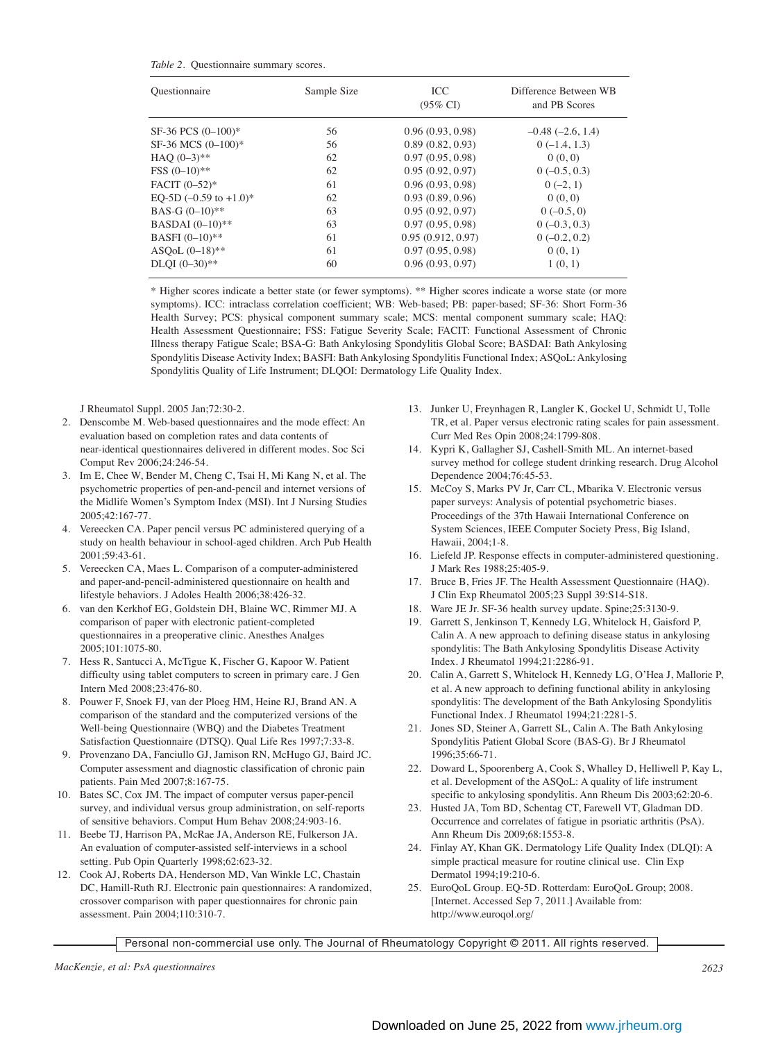*Table 2*. Questionnaire summary scores.

| Questionnaire | Sample Size | ICC (95% CI) | Difference Between WB and PB Scores |
|---|---|---|---|
| SF-36 PCS (0–100)* | 56 | 0.96 (0.93, 0.98) | –0.48 (–2.6, 1.4) |
| SF-36 MCS (0–100)* | 56 | 0.89 (0.82, 0.93) | 0 (–1.4, 1.3) |
| HAQ (0–3)** | 62 | 0.97 (0.95, 0.98) | 0 (0, 0) |
| FSS (0–10)** | 62 | 0.95 (0.92, 0.97) | 0 (–0.5, 0.3) |
| FACIT (0–52)* | 61 | 0.96 (0.93, 0.98) | 0 (–2, 1) |
| EQ-5D (–0.59 to +1.0)* | 62 | 0.93 (0.89, 0.96) | 0 (0, 0) |
| BAS-G (0–10)** | 63 | 0.95 (0.92, 0.97) | 0 (–0.5, 0) |
| BASDAI (0–10)** | 63 | 0.97 (0.95, 0.98) | 0 (–0.3, 0.3) |
| BASFI (0–10)** | 61 | 0.95 (0.912, 0.97) | 0 (–0.2, 0.2) |
| ASQoL (0–18)** | 61 | 0.97 (0.95, 0.98) | 0 (0, 1) |
| DLQI (0–30)** | 60 | 0.96 (0.93, 0.97) | 1 (0, 1) |

* Higher scores indicate a better state (or fewer symptoms). ** Higher scores indicate a worse state (or more symptoms). ICC: intraclass correlation coefficient; WB: Web-based; PB: paper-based; SF-36: Short Form-36 Health Survey; PCS: physical component summary scale; MCS: mental component summary scale; HAQ: Health Assessment Questionnaire; FSS: Fatigue Severity Scale; FACIT: Functional Assessment of Chronic Illness therapy Fatigue Scale; BSA-G: Bath Ankylosing Spondylitis Global Score; BASDAI: Bath Ankylosing Spondylitis Disease Activity Index; BASFI: Bath Ankylosing Spondylitis Functional Index; ASQoL: Ankylosing Spondylitis Quality of Life Instrument; DLQOI: Dermatology Life Quality Index.

J Rheumatol Suppl. 2005 Jan;72:30-2.

2. Denscombe M. Web-based questionnaires and the mode effect: An evaluation based on completion rates and data contents of near-identical questionnaires delivered in different modes. Soc Sci Comput Rev 2006;24:246-54.
3. Im E, Chee W, Bender M, Cheng C, Tsai H, Mi Kang N, et al. The psychometric properties of pen-and-pencil and internet versions of the Midlife Women's Symptom Index (MSI). Int J Nursing Studies 2005;42:167-77.
4. Vereecken CA. Paper pencil versus PC administered querying of a study on health behaviour in school-aged children. Arch Pub Health 2001;59:43-61.
5. Vereecken CA, Maes L. Comparison of a computer-administered and paper-and-pencil-administered questionnaire on health and lifestyle behaviors. J Adoles Health 2006;38:426-32.
6. van den Kerkhof EG, Goldstein DH, Blaine WC, Rimmer MJ. A comparison of paper with electronic patient-completed questionnaires in a preoperative clinic. Anesthes Analges 2005;101:1075-80.
7. Hess R, Santucci A, McTigue K, Fischer G, Kapoor W. Patient difficulty using tablet computers to screen in primary care. J Gen Intern Med 2008;23:476-80.
8. Pouwer F, Snoek FJ, van der Ploeg HM, Heine RJ, Brand AN. A comparison of the standard and the computerized versions of the Well-being Questionnaire (WBQ) and the Diabetes Treatment Satisfaction Questionnaire (DTSQ). Qual Life Res 1997;7:33-8.
9. Provenzano DA, Fanciullo GJ, Jamison RN, McHugo GJ, Baird JC. Computer assessment and diagnostic classification of chronic pain patients. Pain Med 2007;8:167-75.
10. Bates SC, Cox JM. The impact of computer versus paper-pencil survey, and individual versus group administration, on self-reports of sensitive behaviors. Comput Hum Behav 2008;24:903-16.
11. Beebe TJ, Harrison PA, McRae JA, Anderson RE, Fulkerson JA. An evaluation of computer-assisted self-interviews in a school setting. Pub Opin Quarterly 1998;62:623-32.
12. Cook AJ, Roberts DA, Henderson MD, Van Winkle LC, Chastain DC, Hamill-Ruth RJ. Electronic pain questionnaires: A randomized, crossover comparison with paper questionnaires for chronic pain assessment. Pain 2004;110:310-7.
13. Junker U, Freynhagen R, Langler K, Gockel U, Schmidt U, Tolle TR, et al. Paper versus electronic rating scales for pain assessment. Curr Med Res Opin 2008;24:1799-808.
14. Kypri K, Gallagher SJ, Cashell-Smith ML. An internet-based survey method for college student drinking research. Drug Alcohol Dependence 2004;76:45-53.
15. McCoy S, Marks PV Jr, Carr CL, Mbarika V. Electronic versus paper surveys: Analysis of potential psychometric biases. Proceedings of the 37th Hawaii International Conference on System Sciences, IEEE Computer Society Press, Big Island, Hawaii, 2004;1-8.
16. Liefeld JP. Response effects in computer-administered questioning. J Mark Res 1988;25:405-9.
17. Bruce B, Fries JF. The Health Assessment Questionnaire (HAQ). J Clin Exp Rheumatol 2005;23 Suppl 39:S14-S18.
18. Ware JE Jr. SF-36 health survey update. Spine;25:3130-9.
19. Garrett S, Jenkinson T, Kennedy LG, Whitelock H, Gaisford P, Calin A. A new approach to defining disease status in ankylosing spondylitis: The Bath Ankylosing Spondylitis Disease Activity Index. J Rheumatol 1994;21:2286-91.
20. Calin A, Garrett S, Whitelock H, Kennedy LG, O'Hea J, Mallorie P, et al. A new approach to defining functional ability in ankylosing spondylitis: The development of the Bath Ankylosing Spondylitis Functional Index. J Rheumatol 1994;21:2281-5.
21. Jones SD, Steiner A, Garrett SL, Calin A. The Bath Ankylosing Spondylitis Patient Global Score (BAS-G). Br J Rheumatol 1996;35:66-71.
22. Doward L, Spoorenberg A, Cook S, Whalley D, Helliwell P, Kay L, et al. Development of the ASQoL: A quality of life instrument specific to ankylosing spondylitis. Ann Rheum Dis 2003;62:20-6.
23. Husted JA, Tom BD, Schentag CT, Farewell VT, Gladman DD. Occurrence and correlates of fatigue in psoriatic arthritis (PsA). Ann Rheum Dis 2009;68:1553-8.
24. Finlay AY, Khan GK. Dermatology Life Quality Index (DLQI): A simple practical measure for routine clinical use. Clin Exp Dermatol 1994;19:210-6.
25. EuroQoL Group. EQ-5D. Rotterdam: EuroQoL Group; 2008. [Internet. Accessed Sep 7, 2011.] Available from: http://www.euroqol.org/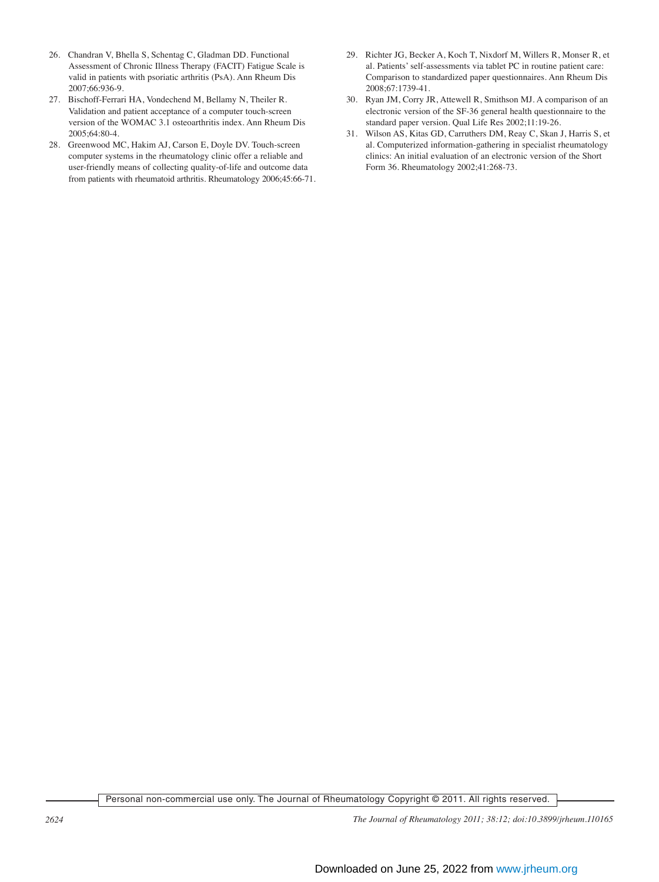26. Chandran V, Bhella S, Schentag C, Gladman DD. Functional Assessment of Chronic Illness Therapy (FACIT) Fatigue Scale is valid in patients with psoriatic arthritis (PsA). Ann Rheum Dis 2007;66:936-9.
27. Bischoff-Ferrari HA, Vondechend M, Bellamy N, Theiler R. Validation and patient acceptance of a computer touch-screen version of the WOMAC 3.1 osteoarthritis index. Ann Rheum Dis 2005;64:80-4.
28. Greenwood MC, Hakim AJ, Carson E, Doyle DV. Touch-screen computer systems in the rheumatology clinic offer a reliable and user-friendly means of collecting quality-of-life and outcome data from patients with rheumatoid arthritis. Rheumatology 2006;45:66-71.
29. Richter JG, Becker A, Koch T, Nixdorf M, Willers R, Monser R, et al. Patients' self-assessments via tablet PC in routine patient care: Comparison to standardized paper questionnaires. Ann Rheum Dis 2008;67:1739-41.
30. Ryan JM, Corry JR, Attewell R, Smithson MJ. A comparison of an electronic version of the SF-36 general health questionnaire to the standard paper version. Qual Life Res 2002;11:19-26.
31. Wilson AS, Kitas GD, Carruthers DM, Reay C, Skan J, Harris S, et al. Computerized information-gathering in specialist rheumatology clinics: An initial evaluation of an electronic version of the Short Form 36. Rheumatology 2002;41:268-73.